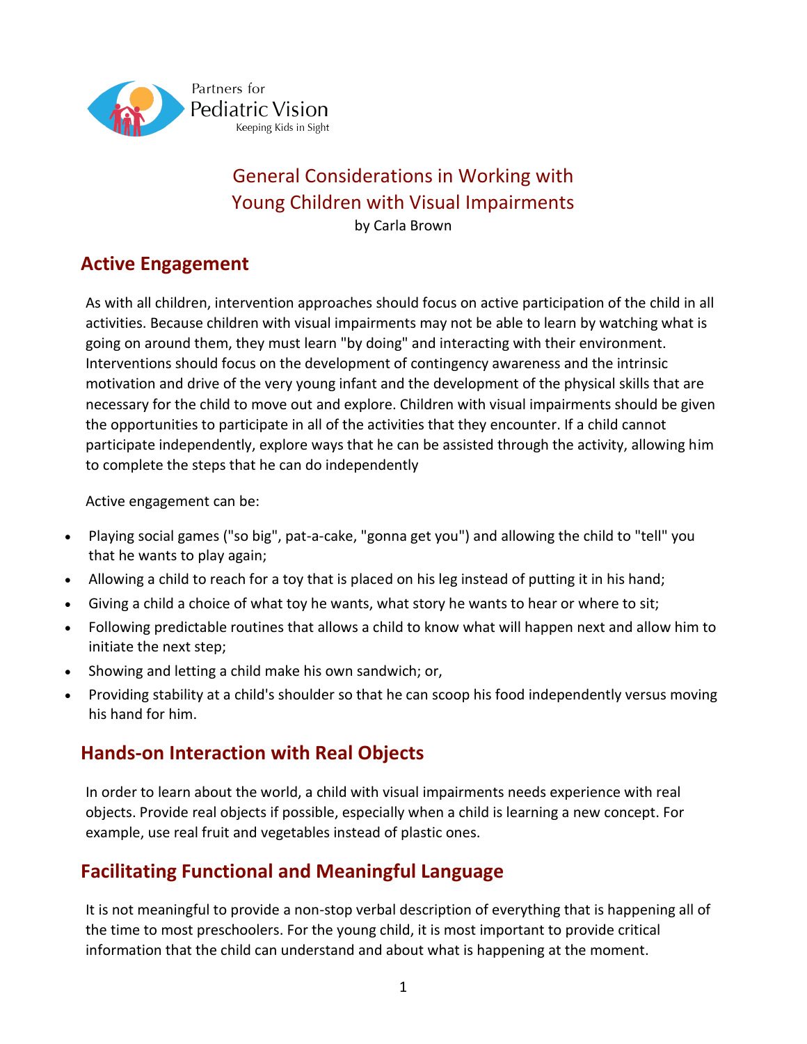Partners for
Pediatric Vision
Keeping Kids in Sight

# General Considerations in Working with Young Children with Visual Impairments

by Carla Brown

## Active Engagement

As with all children, intervention approaches should focus on active participation of the child in all activities. Because children with visual impairments may not be able to learn by watching what is going on around them, they must learn "by doing" and interacting with their environment. Interventions should focus on the development of contingency awareness and the intrinsic motivation and drive of the very young infant and the development of the physical skills that are necessary for the child to move out and explore. Children with visual impairments should be given the opportunities to participate in all of the activities that they encounter. If a child cannot participate independently, explore ways that he can be assisted through the activity, allowing him to complete the steps that he can do independently

Active engagement can be:

- Playing social games ("so big", pat-a-cake, "gonna get you") and allowing the child to "tell" you that he wants to play again;
- Allowing a child to reach for a toy that is placed on his leg instead of putting it in his hand;
- Giving a child a choice of what toy he wants, what story he wants to hear or where to sit;
- Following predictable routines that allows a child to know what will happen next and allow him to initiate the next step;
- Showing and letting a child make his own sandwich; or,
- Providing stability at a child's shoulder so that he can scoop his food independently versus moving his hand for him.

## Hands-on Interaction with Real Objects

In order to learn about the world, a child with visual impairments needs experience with real objects. Provide real objects if possible, especially when a child is learning a new concept. For example, use real fruit and vegetables instead of plastic ones.

## Facilitating Functional and Meaningful Language

It is not meaningful to provide a non-stop verbal description of everything that is happening all of the time to most preschoolers. For the young child, it is most important to provide critical information that the child can understand and about what is happening at the moment.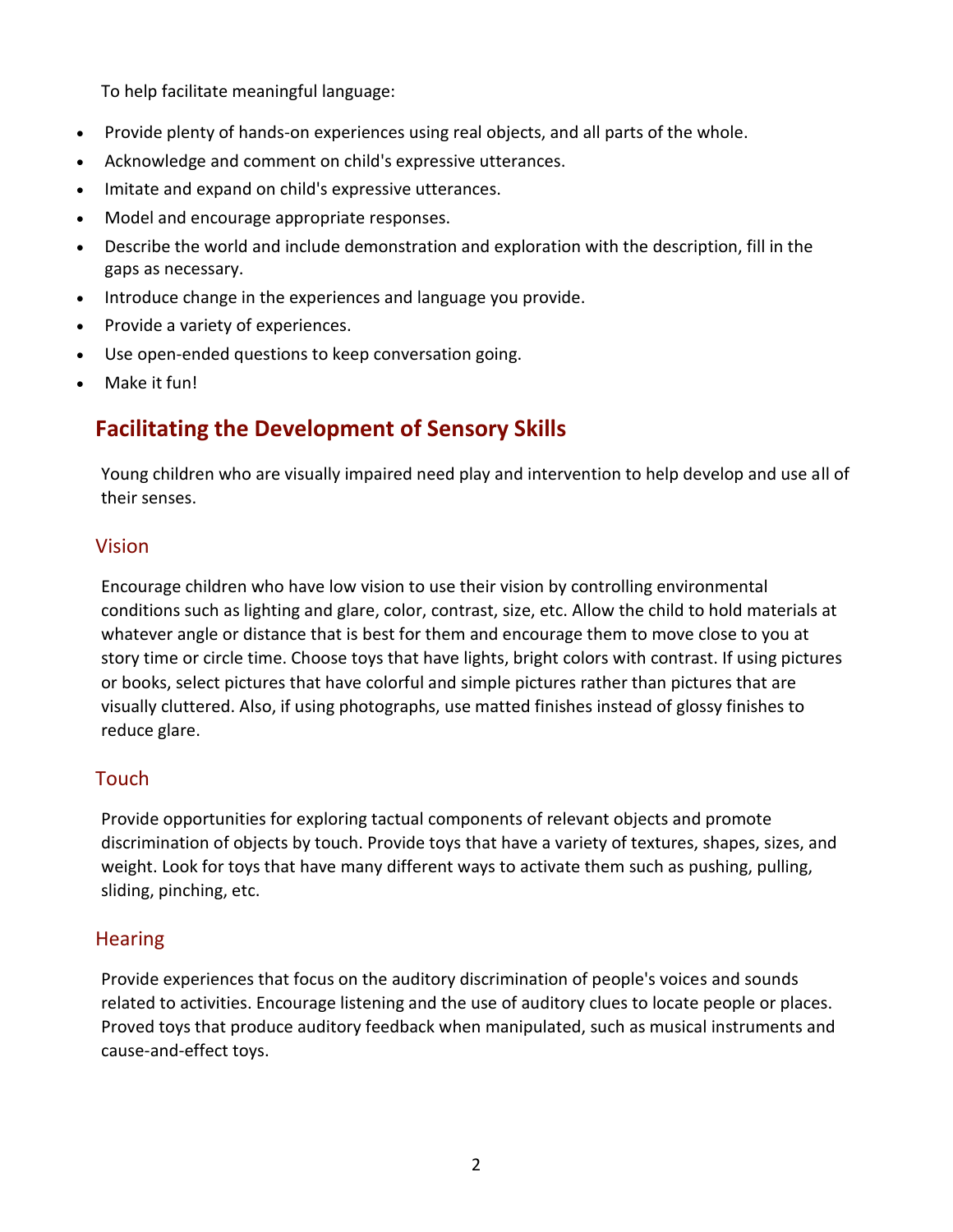To help facilitate meaningful language:

- Provide plenty of hands-on experiences using real objects, and all parts of the whole.
- Acknowledge and comment on child's expressive utterances.
- Imitate and expand on child's expressive utterances.
- Model and encourage appropriate responses.
- Describe the world and include demonstration and exploration with the description, fill in the gaps as necessary.
- Introduce change in the experiences and language you provide.
- Provide a variety of experiences.
- Use open-ended questions to keep conversation going.
- Make it fun!

## Facilitating the Development of Sensory Skills

Young children who are visually impaired need play and intervention to help develop and use all of their senses.

### Vision

Encourage children who have low vision to use their vision by controlling environmental conditions such as lighting and glare, color, contrast, size, etc. Allow the child to hold materials at whatever angle or distance that is best for them and encourage them to move close to you at story time or circle time. Choose toys that have lights, bright colors with contrast. If using pictures or books, select pictures that have colorful and simple pictures rather than pictures that are visually cluttered. Also, if using photographs, use matted finishes instead of glossy finishes to reduce glare.

### Touch

Provide opportunities for exploring tactual components of relevant objects and promote discrimination of objects by touch. Provide toys that have a variety of textures, shapes, sizes, and weight. Look for toys that have many different ways to activate them such as pushing, pulling, sliding, pinching, etc.

### Hearing

Provide experiences that focus on the auditory discrimination of people's voices and sounds related to activities. Encourage listening and the use of auditory clues to locate people or places. Proved toys that produce auditory feedback when manipulated, such as musical instruments and cause-and-effect toys.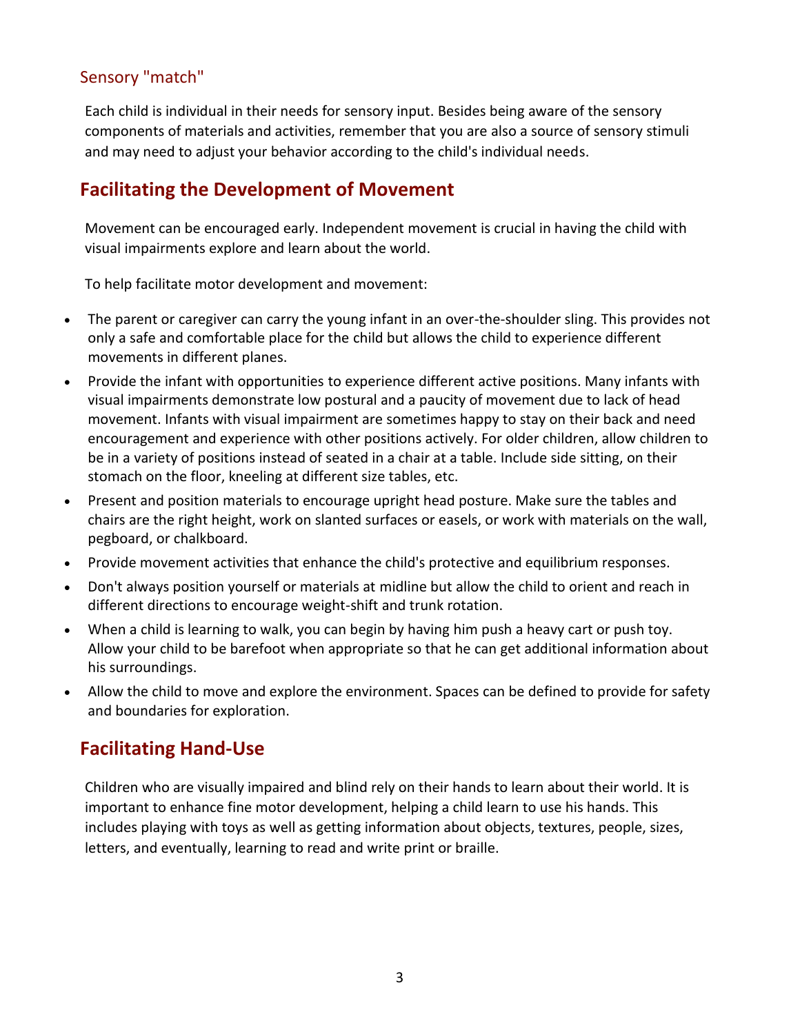### Sensory "match"

Each child is individual in their needs for sensory input. Besides being aware of the sensory components of materials and activities, remember that you are also a source of sensory stimuli and may need to adjust your behavior according to the child's individual needs.

## Facilitating the Development of Movement

Movement can be encouraged early. Independent movement is crucial in having the child with visual impairments explore and learn about the world.

To help facilitate motor development and movement:

- The parent or caregiver can carry the young infant in an over-the-shoulder sling. This provides not only a safe and comfortable place for the child but allows the child to experience different movements in different planes.
- Provide the infant with opportunities to experience different active positions. Many infants with visual impairments demonstrate low postural and a paucity of movement due to lack of head movement. Infants with visual impairment are sometimes happy to stay on their back and need encouragement and experience with other positions actively. For older children, allow children to be in a variety of positions instead of seated in a chair at a table. Include side sitting, on their stomach on the floor, kneeling at different size tables, etc.
- Present and position materials to encourage upright head posture. Make sure the tables and chairs are the right height, work on slanted surfaces or easels, or work with materials on the wall, pegboard, or chalkboard.
- Provide movement activities that enhance the child's protective and equilibrium responses.
- Don't always position yourself or materials at midline but allow the child to orient and reach in different directions to encourage weight-shift and trunk rotation.
- When a child is learning to walk, you can begin by having him push a heavy cart or push toy. Allow your child to be barefoot when appropriate so that he can get additional information about his surroundings.
- Allow the child to move and explore the environment. Spaces can be defined to provide for safety and boundaries for exploration.

## Facilitating Hand-Use

Children who are visually impaired and blind rely on their hands to learn about their world. It is important to enhance fine motor development, helping a child learn to use his hands. This includes playing with toys as well as getting information about objects, textures, people, sizes, letters, and eventually, learning to read and write print or braille.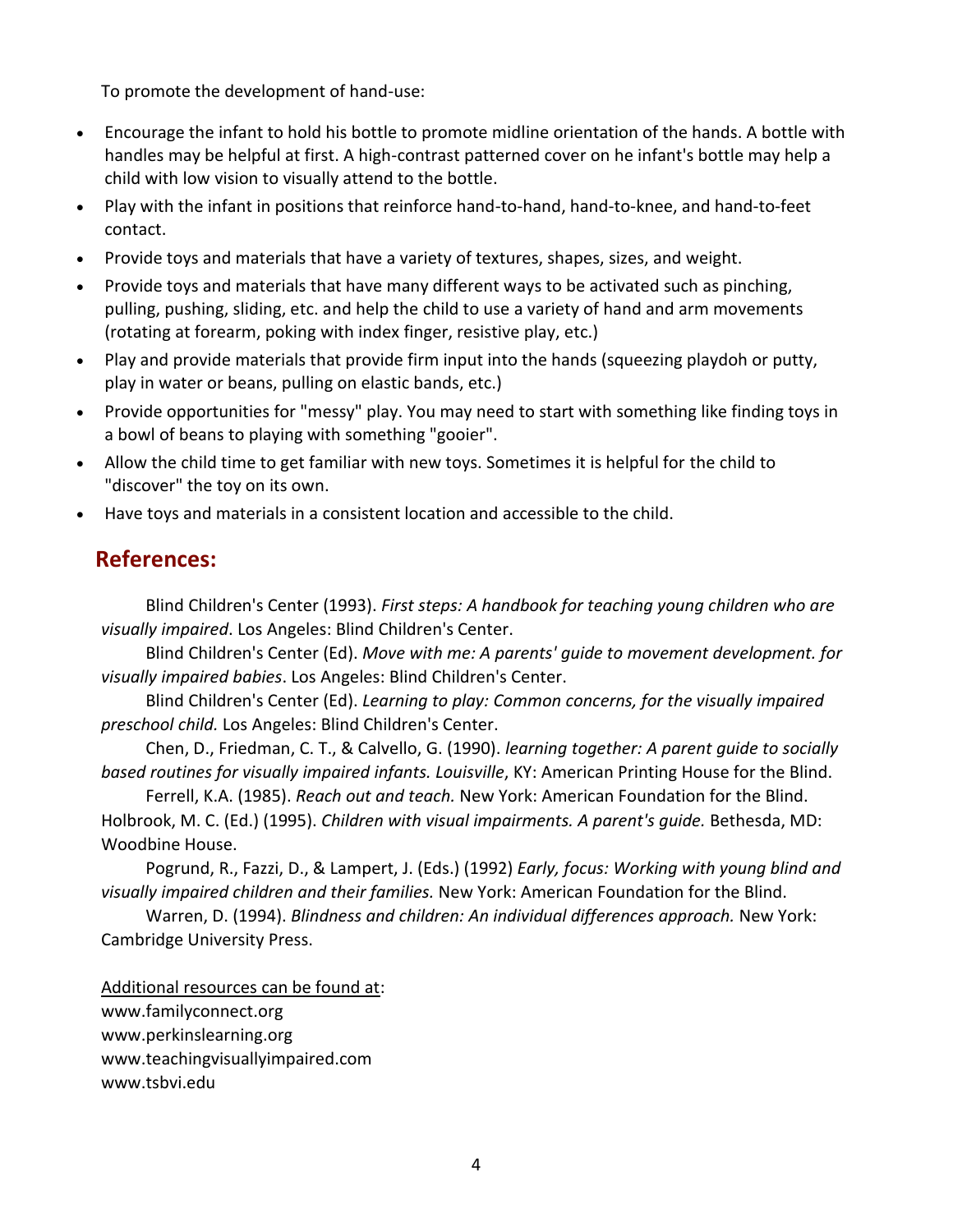To promote the development of hand-use:

- Encourage the infant to hold his bottle to promote midline orientation of the hands. A bottle with handles may be helpful at first. A high-contrast patterned cover on he infant's bottle may help a child with low vision to visually attend to the bottle.
- Play with the infant in positions that reinforce hand-to-hand, hand-to-knee, and hand-to-feet contact.
- Provide toys and materials that have a variety of textures, shapes, sizes, and weight.
- Provide toys and materials that have many different ways to be activated such as pinching, pulling, pushing, sliding, etc. and help the child to use a variety of hand and arm movements (rotating at forearm, poking with index finger, resistive play, etc.)
- Play and provide materials that provide firm input into the hands (squeezing playdoh or putty, play in water or beans, pulling on elastic bands, etc.)
- Provide opportunities for "messy" play. You may need to start with something like finding toys in a bowl of beans to playing with something "gooier".
- Allow the child time to get familiar with new toys. Sometimes it is helpful for the child to "discover" the toy on its own.
- Have toys and materials in a consistent location and accessible to the child.

## References:

Blind Children's Center (1993). *First steps: A handbook for teaching young children who are visually impaired*. Los Angeles: Blind Children's Center.

Blind Children's Center (Ed). *Move with me: A parents' guide to movement development. for visually impaired babies*. Los Angeles: Blind Children's Center.

Blind Children's Center (Ed). *Learning to play: Common concerns, for the visually impaired preschool child.* Los Angeles: Blind Children's Center.

Chen, D., Friedman, C. T., & Calvello, G. (1990). *learning together: A parent guide to socially based routines for visually impaired infants. Louisville*, KY: American Printing House for the Blind.

Ferrell, K.A. (1985). *Reach out and teach.* New York: American Foundation for the Blind.

Holbrook, M. C. (Ed.) (1995). *Children with visual impairments. A parent's guide.* Bethesda, MD: Woodbine House.

Pogrund, R., Fazzi, D., & Lampert, J. (Eds.) (1992) *Early, focus: Working with young blind and visually impaired children and their families.* New York: American Foundation for the Blind.

Warren, D. (1994). *Blindness and children: An individual differences approach.* New York: Cambridge University Press.

<u>Additional resources can be found at</u>:
www.familyconnect.org
www.perkinslearning.org
www.teachingvisuallyimpaired.com
www.tsbvi.edu